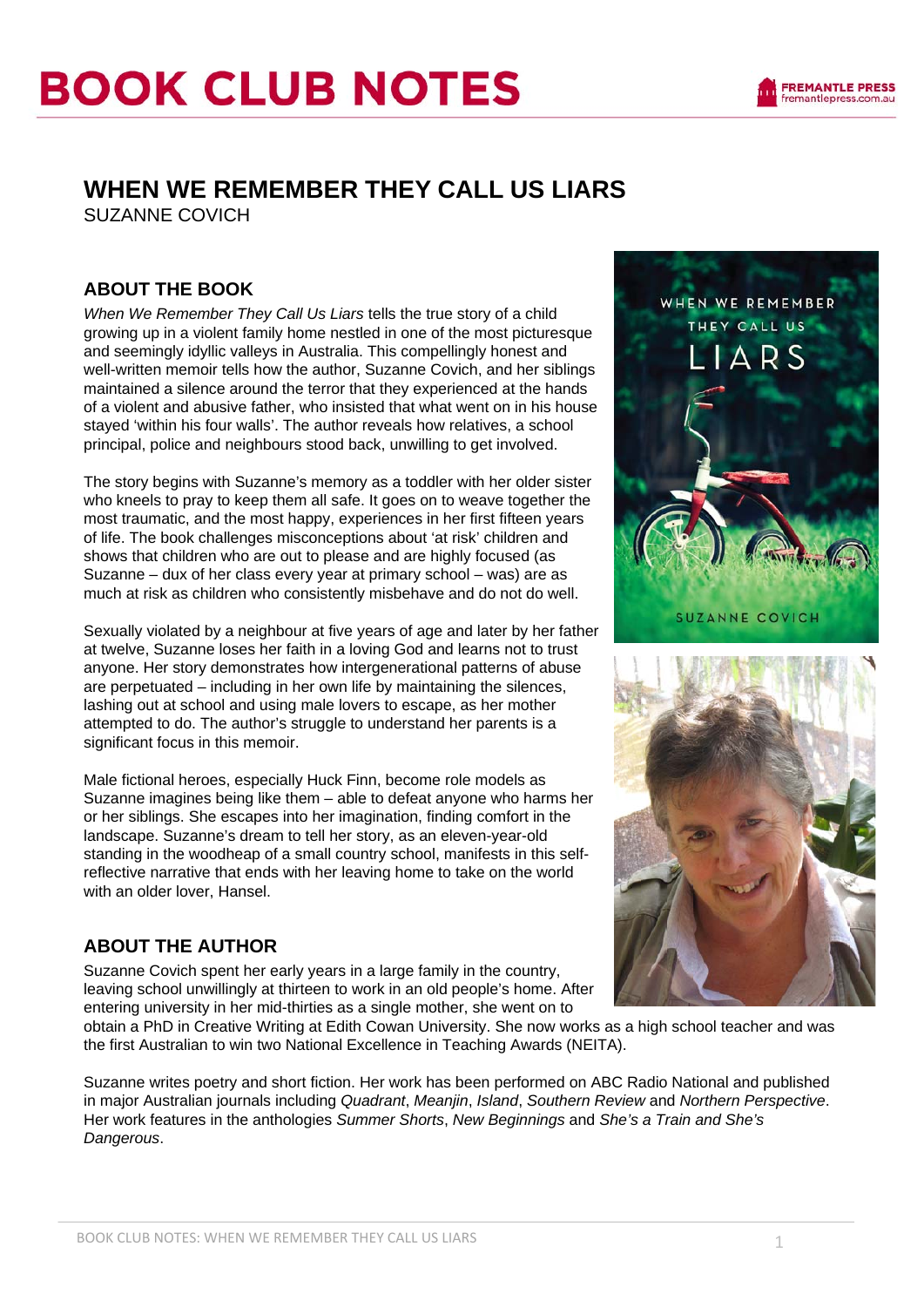# BOOK CLUB NOTES

## WHEN WE REMEMBER THEY CALL US LIARS

SUZANNE COVICH

### ABOUT THE BOOK

*When We Remember They Call Us Liars* tells the true story of a child growing up in a violent family home nestled in one of the most picturesque and seemingly idyllic valleys in Australia. This compellingly honest and well-written memoir tells how the author, Suzanne Covich, and her siblings maintained a silence around the terror that they experienced at the hands of a violent and abusive father, who insisted that what went on in his house stayed 'within his four walls'. The author reveals how relatives, a school principal, police and neighbours stood back, unwilling to get involved.

The story begins with Suzanne's memory as a toddler with her older sister who kneels to pray to keep them all safe. It goes on to weave together the most traumatic, and the most happy, experiences in her first fifteen years of life. The book challenges misconceptions about 'at risk' children and shows that children who are out to please and are highly focused (as Suzanne – dux of her class every year at primary school – was) are as much at risk as children who consistently misbehave and do not do well.

Sexually violated by a neighbour at five years of age and later by her father at twelve, Suzanne loses her faith in a loving God and learns not to trust anyone. Her story demonstrates how intergenerational patterns of abuse are perpetuated – including in her own life by maintaining the silences, lashing out at school and using male lovers to escape, as her mother attempted to do. The author's struggle to understand her parents is a significant focus in this memoir.

Male fictional heroes, especially Huck Finn, become role models as Suzanne imagines being like them – able to defeat anyone who harms her or her siblings. She escapes into her imagination, finding comfort in the landscape. Suzanne's dream to tell her story, as an eleven-year-old standing in the woodheap of a small country school, manifests in this self-reflective narrative that ends with her leaving home to take on the world with an older lover, Hansel.

### ABOUT THE AUTHOR

Suzanne Covich spent her early years in a large family in the country, leaving school unwillingly at thirteen to work in an old people's home. After entering university in her mid-thirties as a single mother, she went on to obtain a PhD in Creative Writing at Edith Cowan University. She now works as a high school teacher and was the first Australian to win two National Excellence in Teaching Awards (NEITA).

Suzanne writes poetry and short fiction. Her work has been performed on ABC Radio National and published in major Australian journals including *Quadrant*, *Meanjin*, *Island*, *Southern Review* and *Northern Perspective*. Her work features in the anthologies *Summer Shorts*, *New Beginnings* and *She's a Train and She's Dangerous*.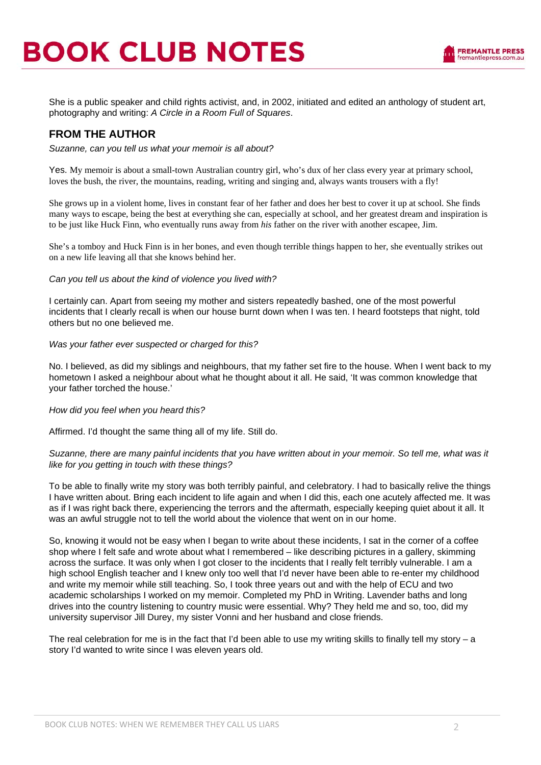She is a public speaker and child rights activist, and, in 2002, initiated and edited an anthology of student art, photography and writing: *A Circle in a Room Full of Squares*.

## FROM THE AUTHOR

*Suzanne, can you tell us what your memoir is all about?*

Yes. My memoir is about a small-town Australian country girl, who's dux of her class every year at primary school, loves the bush, the river, the mountains, reading, writing and singing and, always wants trousers with a fly!

She grows up in a violent home, lives in constant fear of her father and does her best to cover it up at school. She finds many ways to escape, being the best at everything she can, especially at school, and her greatest dream and inspiration is to be just like Huck Finn, who eventually runs away from *his* father on the river with another escapee, Jim.

She's a tomboy and Huck Finn is in her bones, and even though terrible things happen to her, she eventually strikes out on a new life leaving all that she knows behind her.

*Can you tell us about the kind of violence you lived with?*

I certainly can. Apart from seeing my mother and sisters repeatedly bashed, one of the most powerful incidents that I clearly recall is when our house burnt down when I was ten. I heard footsteps that night, told others but no one believed me.

*Was your father ever suspected or charged for this?*

No. I believed, as did my siblings and neighbours, that my father set fire to the house. When I went back to my hometown I asked a neighbour about what he thought about it all. He said, 'It was common knowledge that your father torched the house.'

*How did you feel when you heard this?*

Affirmed. I'd thought the same thing all of my life. Still do.

*Suzanne, there are many painful incidents that you have written about in your memoir. So tell me, what was it like for you getting in touch with these things?*

To be able to finally write my story was both terribly painful, and celebratory. I had to basically relive the things I have written about. Bring each incident to life again and when I did this, each one acutely affected me. It was as if I was right back there, experiencing the terrors and the aftermath, especially keeping quiet about it all. It was an awful struggle not to tell the world about the violence that went on in our home.

So, knowing it would not be easy when I began to write about these incidents, I sat in the corner of a coffee shop where I felt safe and wrote about what I remembered – like describing pictures in a gallery, skimming across the surface. It was only when I got closer to the incidents that I really felt terribly vulnerable. I am a high school English teacher and I knew only too well that I'd never have been able to re-enter my childhood and write my memoir while still teaching. So, I took three years out and with the help of ECU and two academic scholarships I worked on my memoir. Completed my PhD in Writing. Lavender baths and long drives into the country listening to country music were essential. Why? They held me and so, too, did my university supervisor Jill Durey, my sister Vonni and her husband and close friends.

The real celebration for me is in the fact that I'd been able to use my writing skills to finally tell my story – a story I'd wanted to write since I was eleven years old.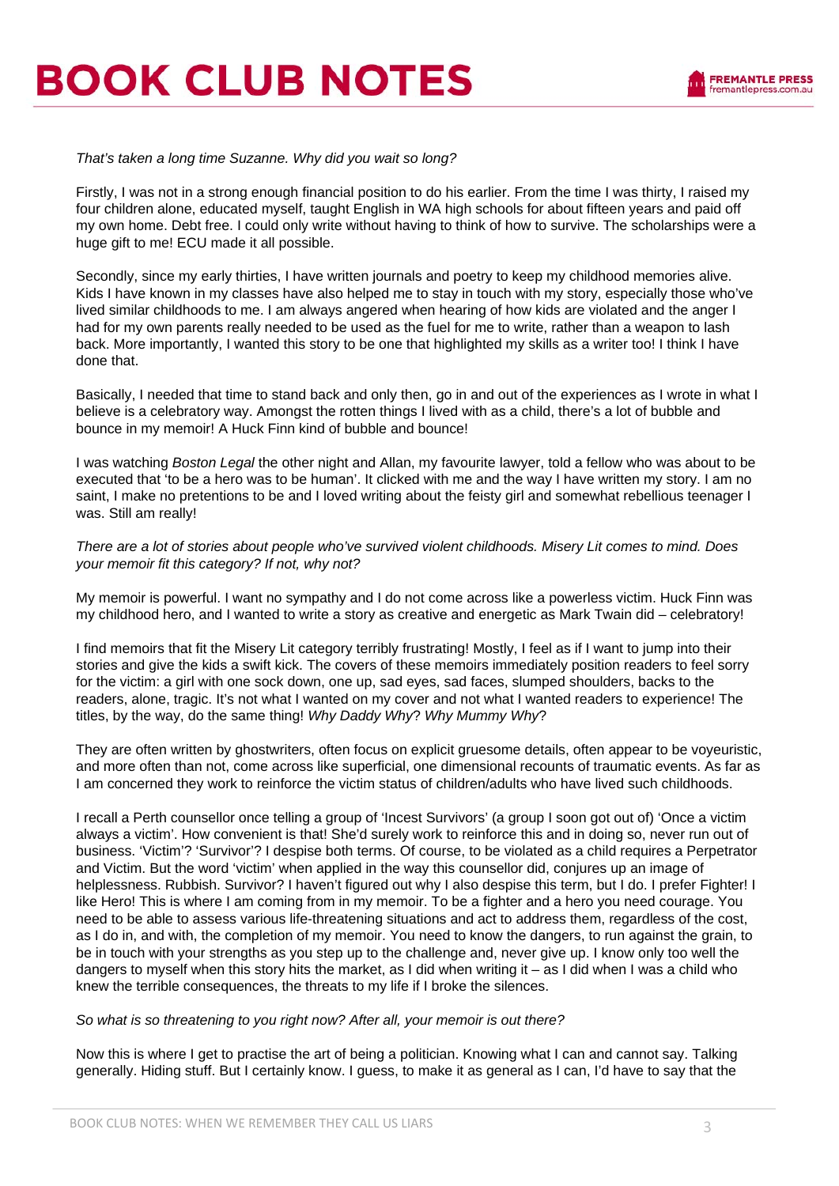*That's taken a long time Suzanne. Why did you wait so long?*

Firstly, I was not in a strong enough financial position to do his earlier. From the time I was thirty, I raised my four children alone, educated myself, taught English in WA high schools for about fifteen years and paid off my own home. Debt free. I could only write without having to think of how to survive. The scholarships were a huge gift to me! ECU made it all possible.

Secondly, since my early thirties, I have written journals and poetry to keep my childhood memories alive. Kids I have known in my classes have also helped me to stay in touch with my story, especially those who've lived similar childhoods to me. I am always angered when hearing of how kids are violated and the anger I had for my own parents really needed to be used as the fuel for me to write, rather than a weapon to lash back. More importantly, I wanted this story to be one that highlighted my skills as a writer too! I think I have done that.

Basically, I needed that time to stand back and only then, go in and out of the experiences as I wrote in what I believe is a celebratory way. Amongst the rotten things I lived with as a child, there's a lot of bubble and bounce in my memoir! A Huck Finn kind of bubble and bounce!

I was watching *Boston Legal* the other night and Allan, my favourite lawyer, told a fellow who was about to be executed that 'to be a hero was to be human'. It clicked with me and the way I have written my story. I am no saint, I make no pretentions to be and I loved writing about the feisty girl and somewhat rebellious teenager I was. Still am really!

*There are a lot of stories about people who've survived violent childhoods. Misery Lit comes to mind. Does your memoir fit this category? If not, why not?*

My memoir is powerful. I want no sympathy and I do not come across like a powerless victim. Huck Finn was my childhood hero, and I wanted to write a story as creative and energetic as Mark Twain did – celebratory!

I find memoirs that fit the Misery Lit category terribly frustrating! Mostly, I feel as if I want to jump into their stories and give the kids a swift kick. The covers of these memoirs immediately position readers to feel sorry for the victim: a girl with one sock down, one up, sad eyes, sad faces, slumped shoulders, backs to the readers, alone, tragic. It's not what I wanted on my cover and not what I wanted readers to experience! The titles, by the way, do the same thing! *Why Daddy Why*? *Why Mummy Why*?

They are often written by ghostwriters, often focus on explicit gruesome details, often appear to be voyeuristic, and more often than not, come across like superficial, one dimensional recounts of traumatic events. As far as I am concerned they work to reinforce the victim status of children/adults who have lived such childhoods.

I recall a Perth counsellor once telling a group of 'Incest Survivors' (a group I soon got out of) 'Once a victim always a victim'. How convenient is that! She'd surely work to reinforce this and in doing so, never run out of business. 'Victim'? 'Survivor'? I despise both terms. Of course, to be violated as a child requires a Perpetrator and Victim. But the word 'victim' when applied in the way this counsellor did, conjures up an image of helplessness. Rubbish. Survivor? I haven't figured out why I also despise this term, but I do. I prefer Fighter! I like Hero! This is where I am coming from in my memoir. To be a fighter and a hero you need courage. You need to be able to assess various life-threatening situations and act to address them, regardless of the cost, as I do in, and with, the completion of my memoir. You need to know the dangers, to run against the grain, to be in touch with your strengths as you step up to the challenge and, never give up. I know only too well the dangers to myself when this story hits the market, as I did when writing it – as I did when I was a child who knew the terrible consequences, the threats to my life if I broke the silences.

*So what is so threatening to you right now? After all, your memoir is out there?*

Now this is where I get to practise the art of being a politician. Knowing what I can and cannot say. Talking generally. Hiding stuff. But I certainly know. I guess, to make it as general as I can, I'd have to say that the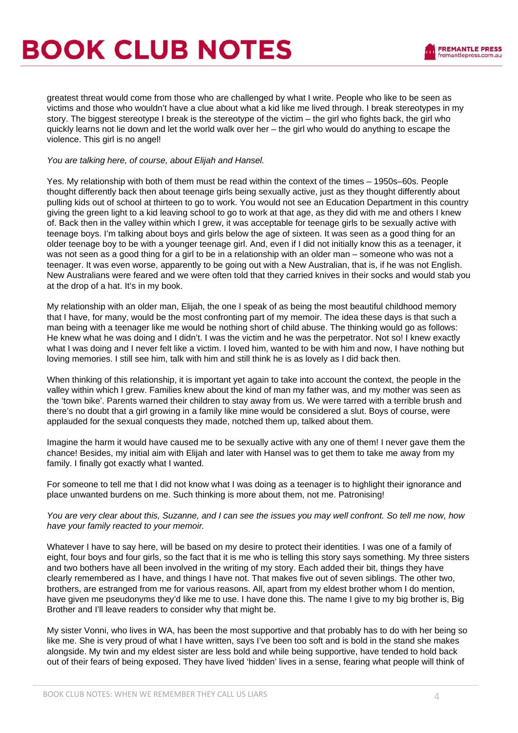greatest threat would come from those who are challenged by what I write. People who like to be seen as victims and those who wouldn't have a clue about what a kid like me lived through. I break stereotypes in my story. The biggest stereotype I break is the stereotype of the victim – the girl who fights back, the girl who quickly learns not lie down and let the world walk over her – the girl who would do anything to escape the violence. This girl is no angel!

*You are talking here, of course, about Elijah and Hansel.*

Yes. My relationship with both of them must be read within the context of the times – 1950s–60s. People thought differently back then about teenage girls being sexually active, just as they thought differently about pulling kids out of school at thirteen to go to work. You would not see an Education Department in this country giving the green light to a kid leaving school to go to work at that age, as they did with me and others I knew of. Back then in the valley within which I grew, it was acceptable for teenage girls to be sexually active with teenage boys. I'm talking about boys and girls below the age of sixteen. It was seen as a good thing for an older teenage boy to be with a younger teenage girl. And, even if I did not initially know this as a teenager, it was not seen as a good thing for a girl to be in a relationship with an older man – someone who was not a teenager. It was even worse, apparently to be going out with a New Australian, that is, if he was not English. New Australians were feared and we were often told that they carried knives in their socks and would stab you at the drop of a hat. It's in my book.

My relationship with an older man, Elijah, the one I speak of as being the most beautiful childhood memory that I have, for many, would be the most confronting part of my memoir. The idea these days is that such a man being with a teenager like me would be nothing short of child abuse. The thinking would go as follows: He knew what he was doing and I didn't. I was the victim and he was the perpetrator. Not so! I knew exactly what I was doing and I never felt like a victim. I loved him, wanted to be with him and now, I have nothing but loving memories. I still see him, talk with him and still think he is as lovely as I did back then.

When thinking of this relationship, it is important yet again to take into account the context, the people in the valley within which I grew. Families knew about the kind of man my father was, and my mother was seen as the 'town bike'. Parents warned their children to stay away from us. We were tarred with a terrible brush and there's no doubt that a girl growing in a family like mine would be considered a slut. Boys of course, were applauded for the sexual conquests they made, notched them up, talked about them.

Imagine the harm it would have caused me to be sexually active with any one of them! I never gave them the chance! Besides, my initial aim with Elijah and later with Hansel was to get them to take me away from my family. I finally got exactly what I wanted.

For someone to tell me that I did not know what I was doing as a teenager is to highlight their ignorance and place unwanted burdens on me. Such thinking is more about them, not me. Patronising!

*You are very clear about this, Suzanne, and I can see the issues you may well confront. So tell me now, how have your family reacted to your memoir.*

Whatever I have to say here, will be based on my desire to protect their identities. I was one of a family of eight, four boys and four girls, so the fact that it is me who is telling this story says something. My three sisters and two bothers have all been involved in the writing of my story. Each added their bit, things they have clearly remembered as I have, and things I have not. That makes five out of seven siblings. The other two, brothers, are estranged from me for various reasons. All, apart from my eldest brother whom I do mention, have given me pseudonyms they'd like me to use. I have done this. The name I give to my big brother is, Big Brother and I'll leave readers to consider why that might be.

My sister Vonni, who lives in WA, has been the most supportive and that probably has to do with her being so like me. She is very proud of what I have written, says I've been too soft and is bold in the stand she makes alongside. My twin and my eldest sister are less bold and while being supportive, have tended to hold back out of their fears of being exposed. They have lived 'hidden' lives in a sense, fearing what people will think of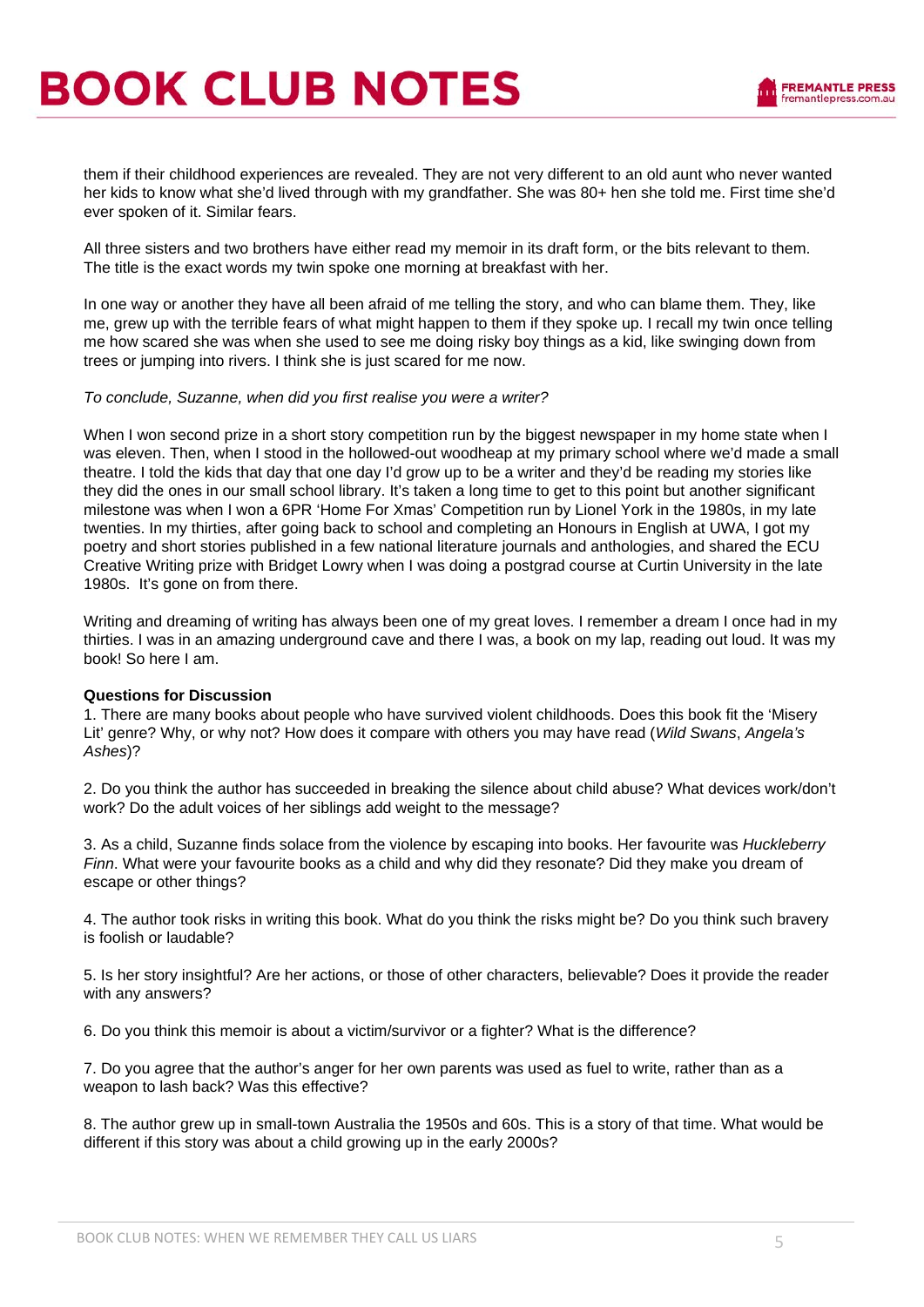them if their childhood experiences are revealed. They are not very different to an old aunt who never wanted her kids to know what she'd lived through with my grandfather. She was 80+ hen she told me. First time she'd ever spoken of it. Similar fears.

All three sisters and two brothers have either read my memoir in its draft form, or the bits relevant to them. The title is the exact words my twin spoke one morning at breakfast with her.

In one way or another they have all been afraid of me telling the story, and who can blame them. They, like me, grew up with the terrible fears of what might happen to them if they spoke up. I recall my twin once telling me how scared she was when she used to see me doing risky boy things as a kid, like swinging down from trees or jumping into rivers. I think she is just scared for me now.

*To conclude, Suzanne, when did you first realise you were a writer?*

When I won second prize in a short story competition run by the biggest newspaper in my home state when I was eleven. Then, when I stood in the hollowed-out woodheap at my primary school where we'd made a small theatre. I told the kids that day that one day I'd grow up to be a writer and they'd be reading my stories like they did the ones in our small school library. It's taken a long time to get to this point but another significant milestone was when I won a 6PR 'Home For Xmas' Competition run by Lionel York in the 1980s, in my late twenties. In my thirties, after going back to school and completing an Honours in English at UWA, I got my poetry and short stories published in a few national literature journals and anthologies, and shared the ECU Creative Writing prize with Bridget Lowry when I was doing a postgrad course at Curtin University in the late 1980s. It's gone on from there.

Writing and dreaming of writing has always been one of my great loves. I remember a dream I once had in my thirties. I was in an amazing underground cave and there I was, a book on my lap, reading out loud. It was my book! So here I am.

**Questions for Discussion**

1. There are many books about people who have survived violent childhoods. Does this book fit the 'Misery Lit' genre? Why, or why not? How does it compare with others you may have read (*Wild Swans*, *Angela's Ashes*)?

2. Do you think the author has succeeded in breaking the silence about child abuse? What devices work/don't work? Do the adult voices of her siblings add weight to the message?

3. As a child, Suzanne finds solace from the violence by escaping into books. Her favourite was *Huckleberry Finn*. What were your favourite books as a child and why did they resonate? Did they make you dream of escape or other things?

4. The author took risks in writing this book. What do you think the risks might be? Do you think such bravery is foolish or laudable?

5. Is her story insightful? Are her actions, or those of other characters, believable? Does it provide the reader with any answers?

6. Do you think this memoir is about a victim/survivor or a fighter? What is the difference?

7. Do you agree that the author's anger for her own parents was used as fuel to write, rather than as a weapon to lash back? Was this effective?

8. The author grew up in small-town Australia the 1950s and 60s. This is a story of that time. What would be different if this story was about a child growing up in the early 2000s?